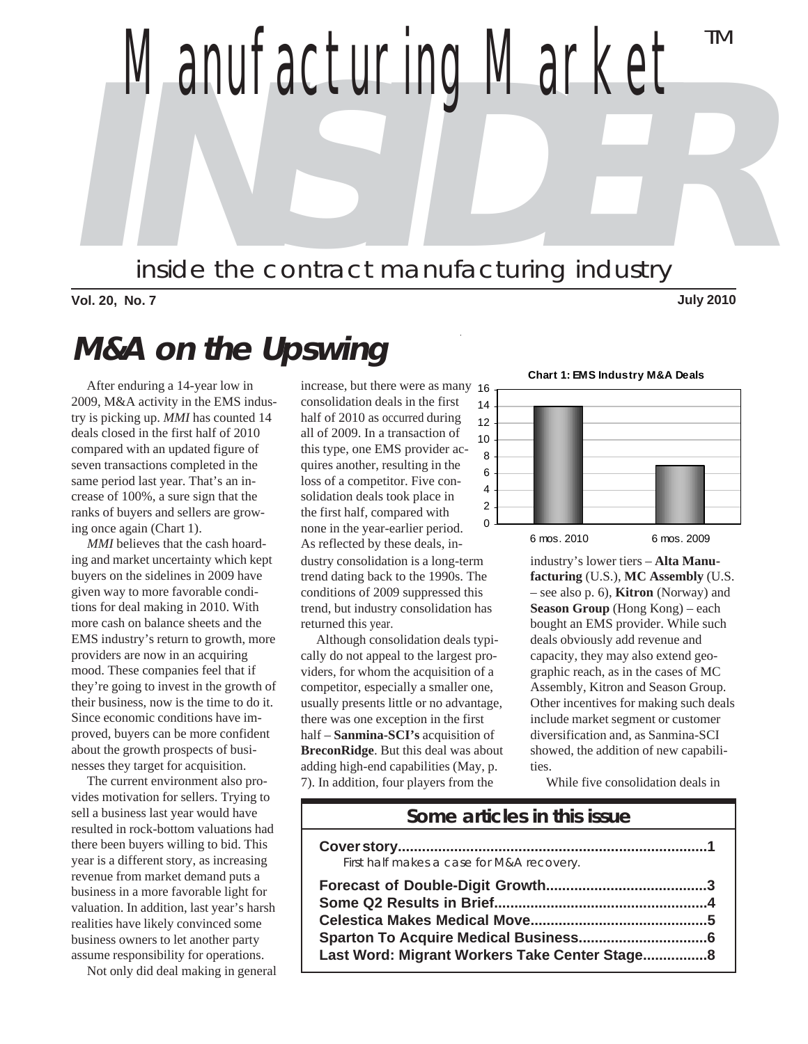# Manufacturing Market INSIDER™

inside the contract manufacturing industry

**Vol. 20, No. 7** **July 2010**

## *M&A on the Upswing*

After enduring a 14-year low in 2009, M&A activity in the EMS industry is picking up. *MMI* has counted 14 deals closed in the first half of 2010 compared with an updated figure of seven transactions completed in the same period last year. That's an increase of 100%, a sure sign that the ranks of buyers and sellers are growing once again (Chart 1).

*MMI* believes that the cash hoarding and market uncertainty which kept buyers on the sidelines in 2009 have given way to more favorable conditions for deal making in 2010. With more cash on balance sheets and the EMS industry's return to growth, more providers are now in an acquiring mood. These companies feel that if they're going to invest in the growth of their business, now is the time to do it. Since economic conditions have improved, buyers can be more confident about the growth prospects of businesses they target for acquisition.

The current environment also provides motivation for sellers. Trying to sell a business last year would have resulted in rock-bottom valuations had there been buyers willing to bid. This year is a different story, as increasing revenue from market demand puts a business in a more favorable light for valuation. In addition, last year's harsh realities have likely convinced some business owners to let another party assume responsibility for operations.

Not only did deal making in general increase, but there were as many consolidation deals in the first half of 2010 as occurred during all of 2009. In a transaction of this type, one EMS provider acquires another, resulting in the loss of a competitor. Five consolidation deals took place in the first half, compared with none in the year-earlier period. As reflected by these deals, industry consolidation is a long-term trend dating back to the 1990s. The conditions of 2009 suppressed this trend, but industry consolidation has returned this year.

Although consolidation deals typically do not appeal to the largest providers, for whom the acquisition of a competitor, especially a smaller one, usually presents little or no advantage, there was one exception in the first half – **Sanmina-SCI's** acquisition of **BreconRidge**. But this deal was about adding high-end capabilities (May, p. 7). In addition, four players from the industry's lower tiers – **Alta Manufacturing** (U.S.), **MC Assembly** (U.S. – see also p. 6), **Kitron** (Norway) and **Season Group** (Hong Kong) – each bought an EMS provider. While such deals obviously add revenue and capacity, they may also extend geographic reach, as in the cases of MC Assembly, Kitron and Season Group. Other incentives for making such deals include market segment or customer diversification and, as Sanmina-SCI showed, the addition of new capabilities.

**Chart 1: EMS Industry M&A Deals**

| Period | Deals |
|---|---|
| 6 mos. 2010 | 14 |
| 6 mos. 2009 | 7 |

While five consolidation deals in

### Some articles in this issue

**Cover story....................................................1**
First half makes a case for M&A recovery.

**Forecast of Double-Digit Growth..............................3**
**Some Q2 Results in Brief.......................................4**
**Celestica Makes Medical Move..................................5**
**Sparton To Acquire Medical Business..........................6**
**Last Word: Migrant Workers Take Center Stage...............8**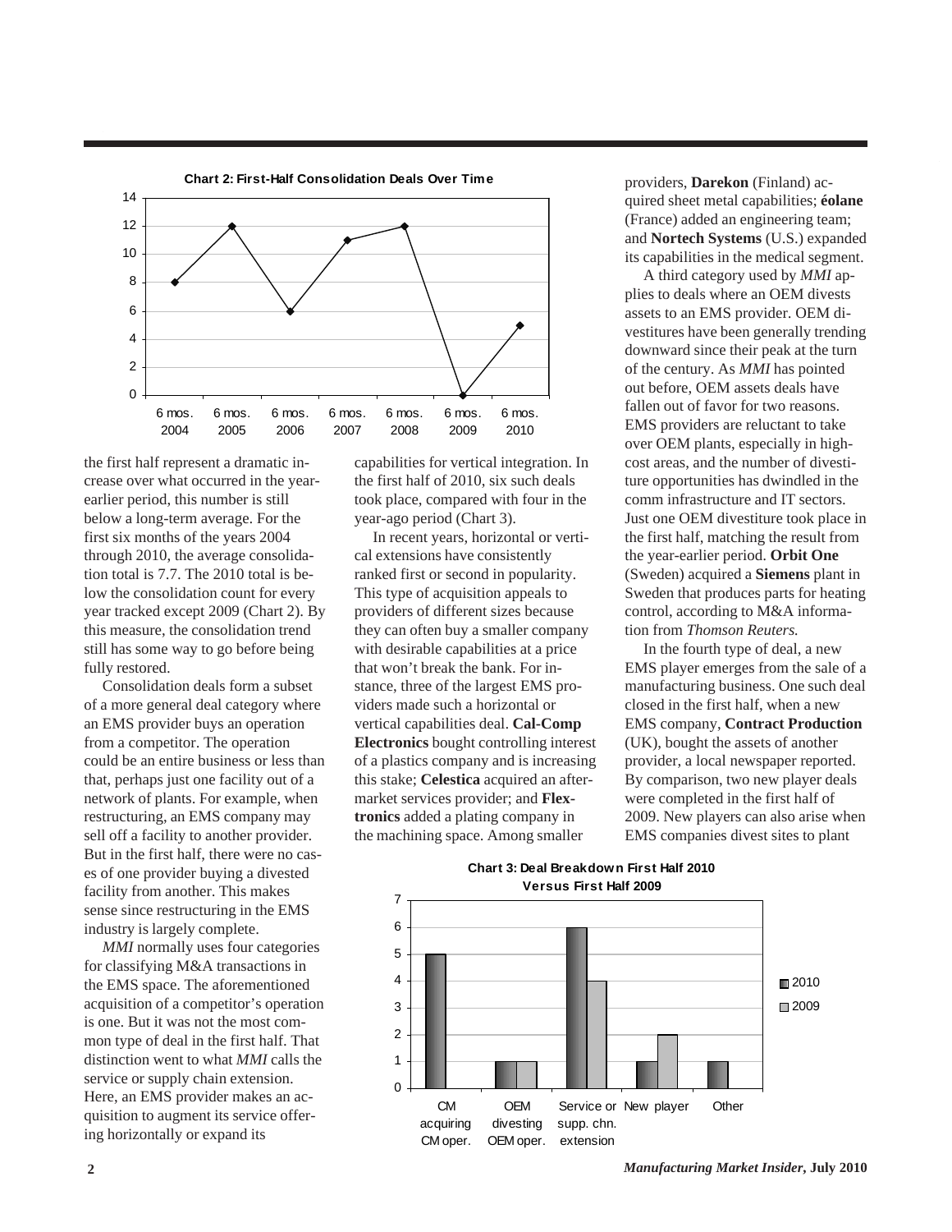**Chart 2: First-Half Consolidation Deals Over Time**

| Period | Deals |
|---|---|
| 6 mos. 2004 | 8 |
| 6 mos. 2005 | 12 |
| 6 mos. 2006 | 6 |
| 6 mos. 2007 | 11 |
| 6 mos. 2008 | 12 |
| 6 mos. 2009 | 0 |
| 6 mos. 2010 | 5 |

the first half represent a dramatic increase over what occurred in the year-earlier period, this number is still below a long-term average. For the first six months of the years 2004 through 2010, the average consolidation total is 7.7. The 2010 total is below the consolidation count for every year tracked except 2009 (Chart 2). By this measure, the consolidation trend still has some way to go before being fully restored.

Consolidation deals form a subset of a more general deal category where an EMS provider buys an operation from a competitor. The operation could be an entire business or less than that, perhaps just one facility out of a network of plants. For example, when restructuring, an EMS company may sell off a facility to another provider. But in the first half, there were no cases of one provider buying a divested facility from another. This makes sense since restructuring in the EMS industry is largely complete.

*MMI* normally uses four categories for classifying M&A transactions in the EMS space. The aforementioned acquisition of a competitor's operation is one. But it was not the most common type of deal in the first half. That distinction went to what *MMI* calls the service or supply chain extension. Here, an EMS provider makes an acquisition to augment its service offering horizontally or expand its capabilities for vertical integration. In the first half of 2010, six such deals took place, compared with four in the year-ago period (Chart 3).

In recent years, horizontal or vertical extensions have consistently ranked first or second in popularity. This type of acquisition appeals to providers of different sizes because they can often buy a smaller company with desirable capabilities at a price that won't break the bank. For instance, three of the largest EMS providers made such a horizontal or vertical capabilities deal. **Cal-Comp Electronics** bought controlling interest of a plastics company and is increasing this stake; **Celestica** acquired an aftermarket services provider; and **Flextronics** added a plating company in the machining space. Among smaller providers, **Darekon** (Finland) acquired sheet metal capabilities; **éolane** (France) added an engineering team; and **Nortech Systems** (U.S.) expanded its capabilities in the medical segment.

A third category used by *MMI* applies to deals where an OEM divests assets to an EMS provider. OEM divestitures have been generally trending downward since their peak at the turn of the century. As *MMI* has pointed out before, OEM assets deals have fallen out of favor for two reasons. EMS providers are reluctant to take over OEM plants, especially in high-cost areas, and the number of divestiture opportunities has dwindled in the comm infrastructure and IT sectors. Just one OEM divestiture took place in the first half, matching the result from the year-earlier period. **Orbit One** (Sweden) acquired a **Siemens** plant in Sweden that produces parts for heating control, according to M&A information from *Thomson Reuters.*

In the fourth type of deal, a new EMS player emerges from the sale of a manufacturing business. One such deal closed in the first half, when a new EMS company, **Contract Production** (UK), bought the assets of another provider, a local newspaper reported. By comparison, two new player deals were completed in the first half of 2009. New players can also arise when EMS companies divest sites to plant

**Chart 3: Deal Breakdown First Half 2010 Versus First Half 2009**

| Deal type | 2010 | 2009 |
|---|---|---|
| CM acquiring CM oper. | 5 | 0 |
| OEM divesting OEM oper. | 1 | 1 |
| Service or supp. chn. extension | 6 | 4 |
| New player | 1 | 2 |
| Other | 1 | 0 |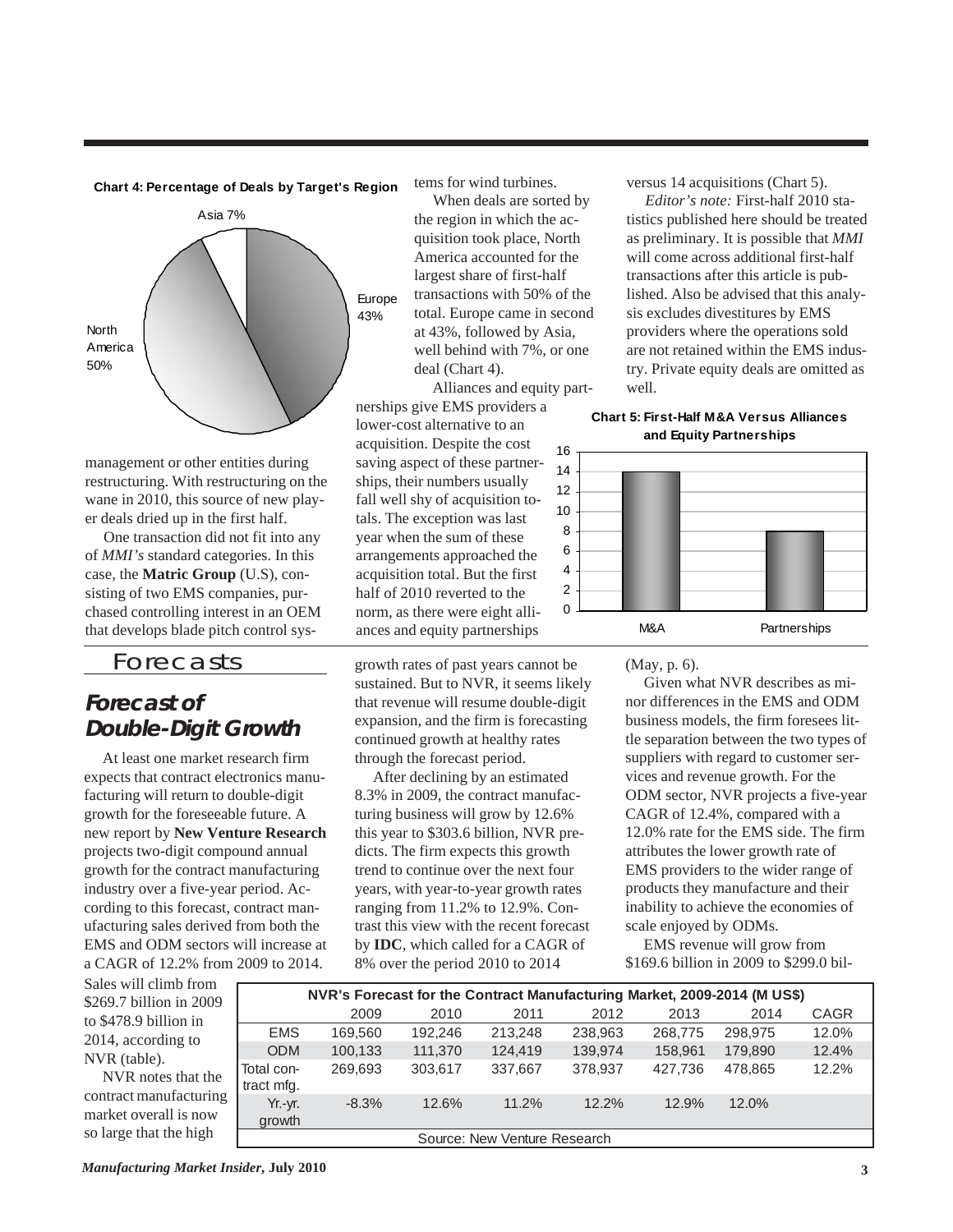**Chart 4: Percentage of Deals by Target's Region**

Asia 7%
Europe 43%
North America 50%

management or other entities during restructuring. With restructuring on the wane in 2010, this source of new player deals dried up in the first half.

One transaction did not fit into any of *MMI's* standard categories. In this case, the **Matric Group** (U.S), consisting of two EMS companies, purchased controlling interest in an OEM that develops blade pitch control systems for wind turbines.

When deals are sorted by the region in which the acquisition took place, North America accounted for the largest share of first-half transactions with 50% of the total. Europe came in second at 43%, followed by Asia, well behind with 7%, or one deal (Chart 4).

Alliances and equity partnerships give EMS providers a lower-cost alternative to an acquisition. Despite the cost saving aspect of these partnerships, their numbers usually fall well shy of acquisition totals. The exception was last year when the sum of these arrangements approached the acquisition total. But the first half of 2010 reverted to the norm, as there were eight alliances and equity partnerships versus 14 acquisitions (Chart 5).

*Editor's note:* First-half 2010 statistics published here should be treated as preliminary. It is possible that *MMI* will come across additional first-half transactions after this article is published. Also be advised that this analysis excludes divestitures by EMS providers where the operations sold are not retained within the EMS industry. Private equity deals are omitted as well.

**Chart 5: First-Half M&A Versus Alliances and Equity Partnerships**

| | Count |
|---|---|
| M&A | 14 |
| Partnerships | 8 |

# Forecasts

## Forecast of Double-Digit Growth

At least one market research firm expects that contract electronics manufacturing will return to double-digit growth for the foreseeable future. A new report by **New Venture Research** projects two-digit compound annual growth for the contract manufacturing industry over a five-year period. According to this forecast, contract manufacturing sales derived from both the EMS and ODM sectors will increase at a CAGR of 12.2% from 2009 to 2014. Sales will climb from \$269.7 billion in 2009 to \$478.9 billion in 2014, according to NVR (table).

NVR notes that the contract manufacturing market overall is now so large that the high growth rates of past years cannot be sustained. But to NVR, it seems likely that revenue will resume double-digit expansion, and the firm is forecasting continued growth at healthy rates through the forecast period.

After declining by an estimated 8.3% in 2009, the contract manufacturing business will grow by 12.6% this year to \$303.6 billion, NVR predicts. The firm expects this growth trend to continue over the next four years, with year-to-year growth rates ranging from 11.2% to 12.9%. Contrast this view with the recent forecast by **IDC**, which called for a CAGR of 8% over the period 2010 to 2014 (May, p. 6).

Given what NVR describes as minor differences in the EMS and ODM business models, the firm foresees little separation between the two types of suppliers with regard to customer services and revenue growth. For the ODM sector, NVR projects a five-year CAGR of 12.4%, compared with a 12.0% rate for the EMS side. The firm attributes the lower growth rate of EMS providers to the wider range of products they manufacture and their inability to achieve the economies of scale enjoyed by ODMs.

EMS revenue will grow from \$169.6 billion in 2009 to \$299.0 bil-

**NVR's Forecast for the Contract Manufacturing Market, 2009-2014 (M US\$)**

| | 2009 | 2010 | 2011 | 2012 | 2013 | 2014 | CAGR |
|---|---|---|---|---|---|---|---|
| EMS | 169,560 | 192,246 | 213,248 | 238,963 | 268,775 | 298,975 | 12.0% |
| ODM | 100,133 | 111,370 | 124,419 | 139,974 | 158,961 | 179,890 | 12.4% |
| Total contract mfg. | 269,693 | 303,617 | 337,667 | 378,937 | 427,736 | 478,865 | 12.2% |
| Yr.-yr. growth | -8.3% | 12.6% | 11.2% | 12.2% | 12.9% | 12.0% | |

Source: New Venture Research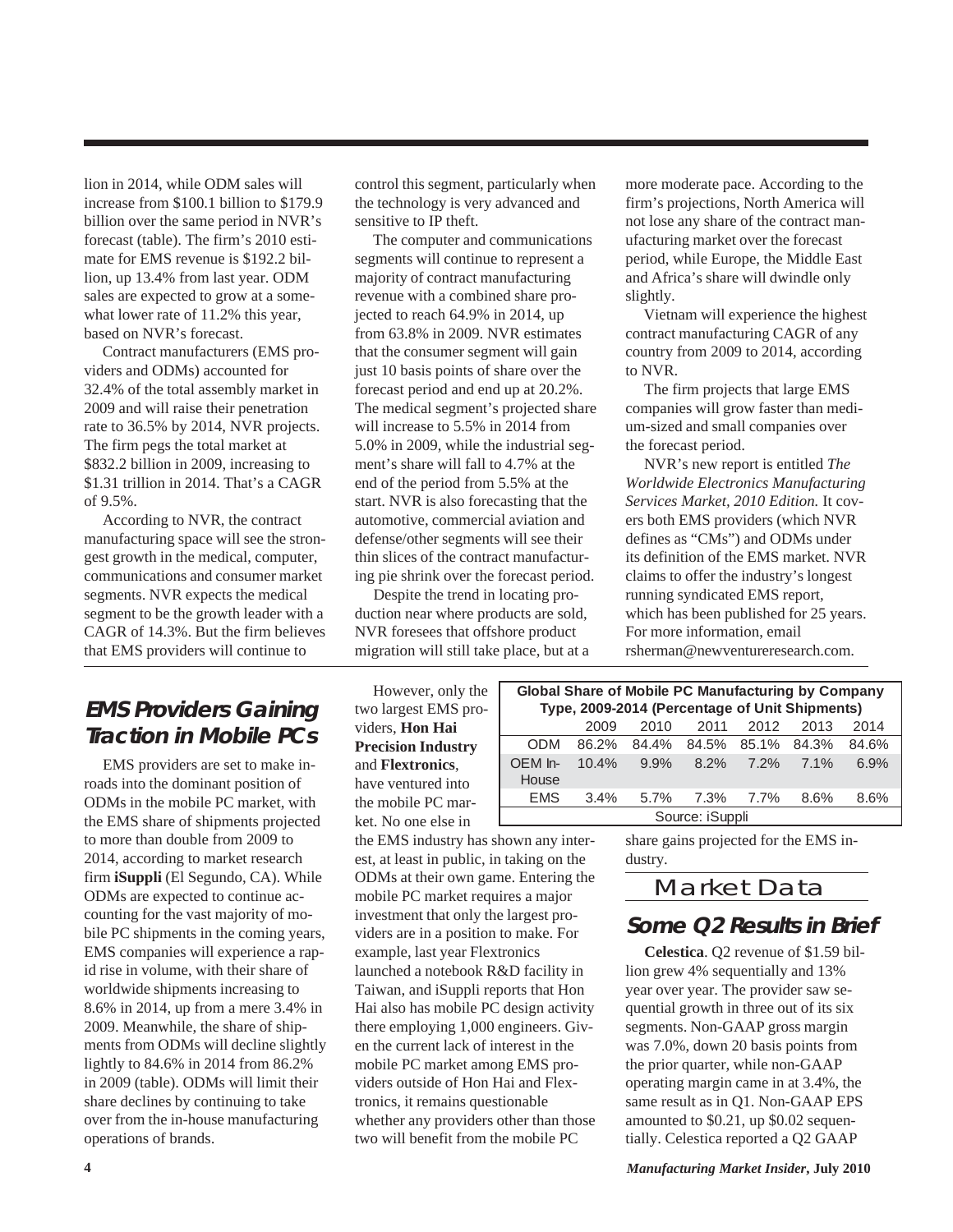lion in 2014, while ODM sales will increase from $100.1 billion to $179.9 billion over the same period in NVR's forecast (table). The firm's 2010 estimate for EMS revenue is $192.2 billion, up 13.4% from last year. ODM sales are expected to grow at a somewhat lower rate of 11.2% this year, based on NVR's forecast.

Contract manufacturers (EMS providers and ODMs) accounted for 32.4% of the total assembly market in 2009 and will raise their penetration rate to 36.5% by 2014, NVR projects. The firm pegs the total market at $832.2 billion in 2009, increasing to $1.31 trillion in 2014. That's a CAGR of 9.5%.

According to NVR, the contract manufacturing space will see the strongest growth in the medical, computer, communications and consumer market segments. NVR expects the medical segment to be the growth leader with a CAGR of 14.3%. But the firm believes that EMS providers will continue to control this segment, particularly when the technology is very advanced and sensitive to IP theft.

The computer and communications segments will continue to represent a majority of contract manufacturing revenue with a combined share projected to reach 64.9% in 2014, up from 63.8% in 2009. NVR estimates that the consumer segment will gain just 10 basis points of share over the forecast period and end up at 20.2%. The medical segment's projected share will increase to 5.5% in 2014 from 5.0% in 2009, while the industrial segment's share will fall to 4.7% at the end of the period from 5.5% at the start. NVR is also forecasting that the automotive, commercial aviation and defense/other segments will see their thin slices of the contract manufacturing pie shrink over the forecast period.

Despite the trend in locating production near where products are sold, NVR foresees that offshore product migration will still take place, but at a more moderate pace. According to the firm's projections, North America will not lose any share of the contract manufacturing market over the forecast period, while Europe, the Middle East and Africa's share will dwindle only slightly.

Vietnam will experience the highest contract manufacturing CAGR of any country from 2009 to 2014, according to NVR.

The firm projects that large EMS companies will grow faster than medium-sized and small companies over the forecast period.

NVR's new report is entitled *The Worldwide Electronics Manufacturing Services Market, 2010 Edition.* It covers both EMS providers (which NVR defines as "CMs") and ODMs under its definition of the EMS market. NVR claims to offer the industry's longest running syndicated EMS report, which has been published for 25 years. For more information, email rsherman@newventureresearch.com.

## EMS Providers Gaining Traction in Mobile PCs

EMS providers are set to make inroads into the dominant position of ODMs in the mobile PC market, with the EMS share of shipments projected to more than double from 2009 to 2014, according to market research firm **iSuppli** (El Segundo, CA). While ODMs are expected to continue accounting for the vast majority of mobile PC shipments in the coming years, EMS companies will experience a rapid rise in volume, with their share of worldwide shipments increasing to 8.6% in 2014, up from a mere 3.4% in 2009. Meanwhile, the share of shipments from ODMs will decline slightly lightly to 84.6% in 2014 from 86.2% in 2009 (table). ODMs will limit their share declines by continuing to take over from the in-house manufacturing operations of brands.

However, only the two largest EMS providers, **Hon Hai Precision Industry** and **Flextronics**, have ventured into the mobile PC market. No one else in the EMS industry has shown any interest, at least in public, in taking on the ODMs at their own game. Entering the mobile PC market requires a major investment that only the largest providers are in a position to make. For example, last year Flextronics launched a notebook R&D facility in Taiwan, and iSuppli reports that Hon Hai also has mobile PC design activity there employing 1,000 engineers. Given the current lack of interest in the mobile PC market among EMS providers outside of Hon Hai and Flextronics, it remains questionable whether any providers other than those two will benefit from the mobile PC share gains projected for the EMS industry.

**Global Share of Mobile PC Manufacturing by Company Type, 2009-2014 (Percentage of Unit Shipments)**

| | 2009 | 2010 | 2011 | 2012 | 2013 | 2014 |
|---|---|---|---|---|---|---|
| ODM | 86.2% | 84.4% | 84.5% | 85.1% | 84.3% | 84.6% |
| OEM In-House | 10.4% | 9.9% | 8.2% | 7.2% | 7.1% | 6.9% |
| EMS | 3.4% | 5.7% | 7.3% | 7.7% | 8.6% | 8.6% |

Source: iSuppli

# Market Data

## Some Q2 Results in Brief

**Celestica**. Q2 revenue of $1.59 billion grew 4% sequentially and 13% year over year. The provider saw sequential growth in three out of its six segments. Non-GAAP gross margin was 7.0%, down 20 basis points from the prior quarter, while non-GAAP operating margin came in at 3.4%, the same result as in Q1. Non-GAAP EPS amounted to $0.21, up $0.02 sequentially. Celestica reported a Q2 GAAP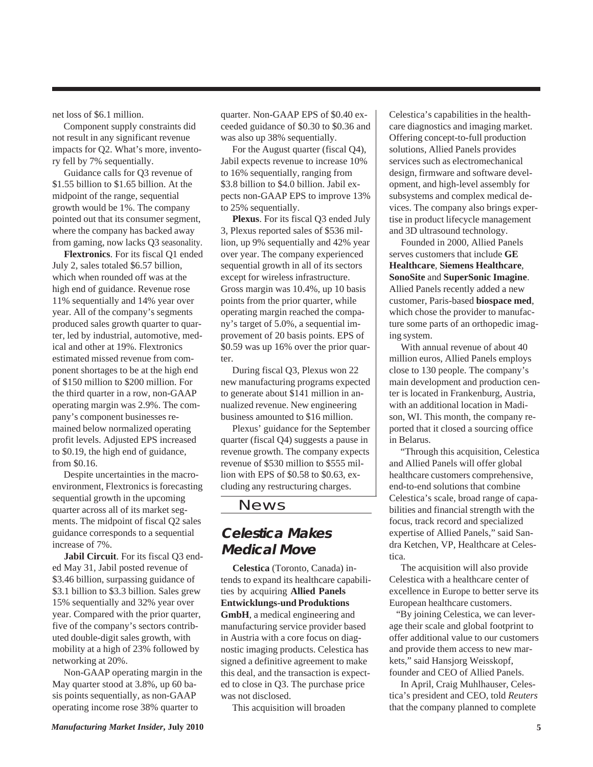net loss of $6.1 million.

Component supply constraints did not result in any significant revenue impacts for Q2. What's more, inventory fell by 7% sequentially.

Guidance calls for Q3 revenue of $1.55 billion to $1.65 billion. At the midpoint of the range, sequential growth would be 1%. The company pointed out that its consumer segment, where the company has backed away from gaming, now lacks Q3 seasonality.

**Flextronics**. For its fiscal Q1 ended July 2, sales totaled $6.57 billion, which when rounded off was at the high end of guidance. Revenue rose 11% sequentially and 14% year over year. All of the company's segments produced sales growth quarter to quarter, led by industrial, automotive, medical and other at 19%. Flextronics estimated missed revenue from component shortages to be at the high end of $150 million to $200 million. For the third quarter in a row, non-GAAP operating margin was 2.9%. The company's component businesses remained below normalized operating profit levels. Adjusted EPS increased to $0.19, the high end of guidance, from $0.16.

Despite uncertainties in the macroenvironment, Flextronics is forecasting sequential growth in the upcoming quarter across all of its market segments. The midpoint of fiscal Q2 sales guidance corresponds to a sequential increase of 7%.

**Jabil Circuit**. For its fiscal Q3 ended May 31, Jabil posted revenue of $3.46 billion, surpassing guidance of $3.1 billion to $3.3 billion. Sales grew 15% sequentially and 32% year over year. Compared with the prior quarter, five of the company's sectors contributed double-digit sales growth, with mobility at a high of 23% followed by networking at 20%.

Non-GAAP operating margin in the May quarter stood at 3.8%, up 60 basis points sequentially, as non-GAAP operating income rose 38% quarter to quarter. Non-GAAP EPS of $0.40 exceeded guidance of $0.30 to $0.36 and was also up 38% sequentially.

For the August quarter (fiscal Q4), Jabil expects revenue to increase 10% to 16% sequentially, ranging from $3.8 billion to $4.0 billion. Jabil expects non-GAAP EPS to improve 13% to 25% sequentially.

**Plexus**. For its fiscal Q3 ended July 3, Plexus reported sales of $536 million, up 9% sequentially and 42% year over year. The company experienced sequential growth in all of its sectors except for wireless infrastructure. Gross margin was 10.4%, up 10 basis points from the prior quarter, while operating margin reached the company's target of 5.0%, a sequential improvement of 20 basis points. EPS of $0.59 was up 16% over the prior quarter.

During fiscal Q3, Plexus won 22 new manufacturing programs expected to generate about $141 million in annualized revenue. New engineering business amounted to $16 million.

Plexus' guidance for the September quarter (fiscal Q4) suggests a pause in revenue growth. The company expects revenue of $530 million to $555 million with EPS of $0.58 to $0.63, excluding any restructuring charges.

## News

### Celestica Makes Medical Move

**Celestica** (Toronto, Canada) intends to expand its healthcare capabilities by acquiring **Allied Panels Entwicklungs-und Produktions GmbH**, a medical engineering and manufacturing service provider based in Austria with a core focus on diagnostic imaging products. Celestica has signed a definitive agreement to make this deal, and the transaction is expected to close in Q3. The purchase price was not disclosed.

This acquisition will broaden Celestica's capabilities in the healthcare diagnostics and imaging market. Offering concept-to-full production solutions, Allied Panels provides services such as electromechanical design, firmware and software development, and high-level assembly for subsystems and complex medical devices. The company also brings expertise in product lifecycle management and 3D ultrasound technology.

Founded in 2000, Allied Panels serves customers that include **GE Healthcare**, **Siemens Healthcare**, **SonoSite** and **SuperSonic Imagine**. Allied Panels recently added a new customer, Paris-based **biospace med**, which chose the provider to manufacture some parts of an orthopedic imaging system.

With annual revenue of about 40 million euros, Allied Panels employs close to 130 people. The company's main development and production center is located in Frankenburg, Austria, with an additional location in Madison, WI. This month, the company reported that it closed a sourcing office in Belarus.

"Through this acquisition, Celestica and Allied Panels will offer global healthcare customers comprehensive, end-to-end solutions that combine Celestica's scale, broad range of capabilities and financial strength with the focus, track record and specialized expertise of Allied Panels," said Sandra Ketchen, VP, Healthcare at Celestica.

The acquisition will also provide Celestica with a healthcare center of excellence in Europe to better serve its European healthcare customers.

"By joining Celestica, we can leverage their scale and global footprint to offer additional value to our customers and provide them access to new markets," said Hansjorg Weisskopf, founder and CEO of Allied Panels.

In April, Craig Muhlhauser, Celestica's president and CEO, told *Reuters* that the company planned to complete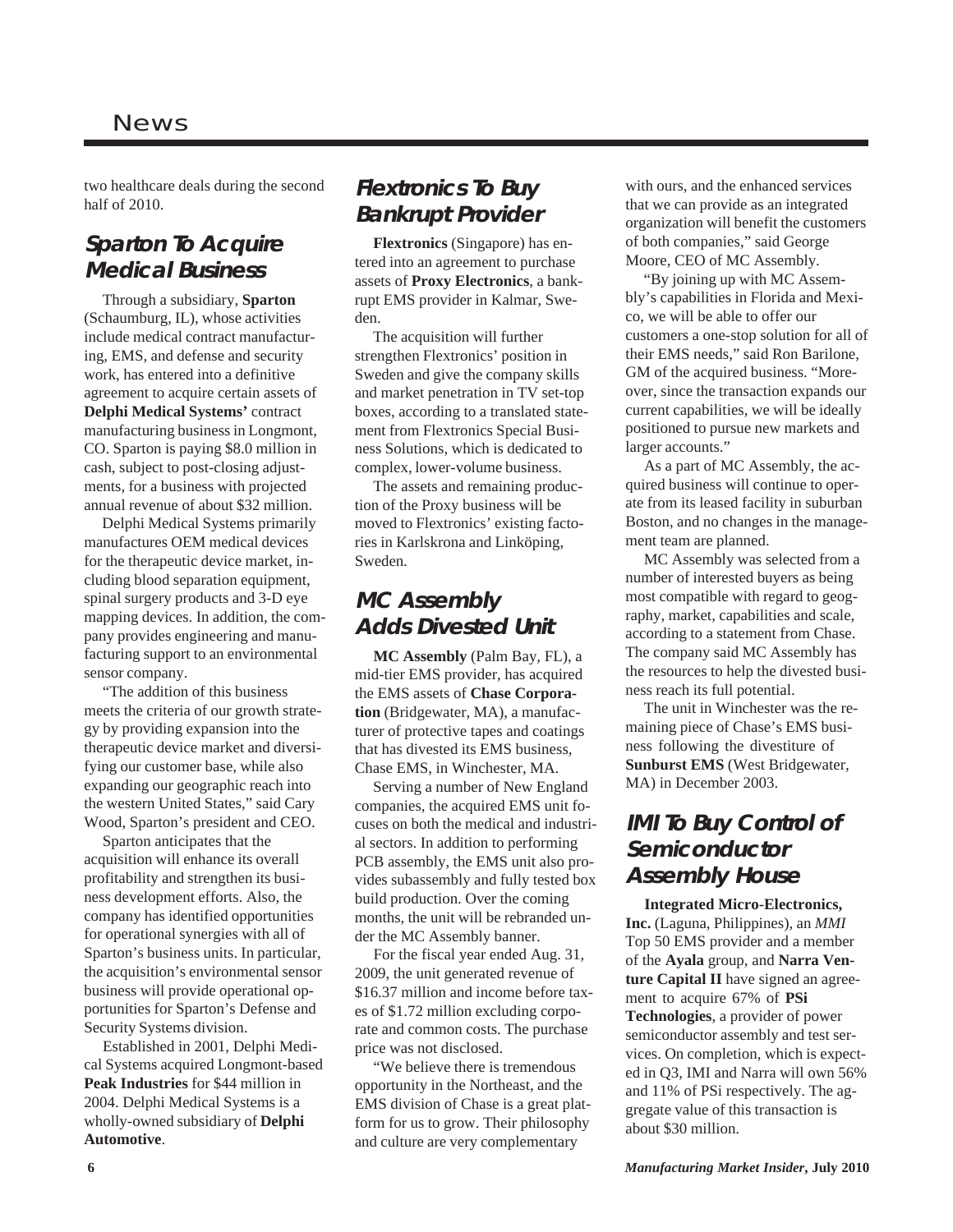two healthcare deals during the second half of 2010.

## Sparton To Acquire Medical Business

Through a subsidiary, **Sparton** (Schaumburg, IL), whose activities include medical contract manufacturing, EMS, and defense and security work, has entered into a definitive agreement to acquire certain assets of **Delphi Medical Systems'** contract manufacturing business in Longmont, CO. Sparton is paying $8.0 million in cash, subject to post-closing adjustments, for a business with projected annual revenue of about $32 million.

Delphi Medical Systems primarily manufactures OEM medical devices for the therapeutic device market, including blood separation equipment, spinal surgery products and 3-D eye mapping devices. In addition, the company provides engineering and manufacturing support to an environmental sensor company.

"The addition of this business meets the criteria of our growth strategy by providing expansion into the therapeutic device market and diversifying our customer base, while also expanding our geographic reach into the western United States," said Cary Wood, Sparton's president and CEO.

Sparton anticipates that the acquisition will enhance its overall profitability and strengthen its business development efforts. Also, the company has identified opportunities for operational synergies with all of Sparton's business units. In particular, the acquisition's environmental sensor business will provide operational opportunities for Sparton's Defense and Security Systems division.

Established in 2001, Delphi Medical Systems acquired Longmont-based **Peak Industries** for $44 million in 2004. Delphi Medical Systems is a wholly-owned subsidiary of **Delphi Automotive**.

## Flextronics To Buy Bankrupt Provider

**Flextronics** (Singapore) has entered into an agreement to purchase assets of **Proxy Electronics**, a bankrupt EMS provider in Kalmar, Sweden.

The acquisition will further strengthen Flextronics' position in Sweden and give the company skills and market penetration in TV set-top boxes, according to a translated statement from Flextronics Special Business Solutions, which is dedicated to complex, lower-volume business.

The assets and remaining production of the Proxy business will be moved to Flextronics' existing factories in Karlskrona and Linköping, Sweden.

## MC Assembly Adds Divested Unit

**MC Assembly** (Palm Bay, FL), a mid-tier EMS provider, has acquired the EMS assets of **Chase Corporation** (Bridgewater, MA), a manufacturer of protective tapes and coatings that has divested its EMS business, Chase EMS, in Winchester, MA.

Serving a number of New England companies, the acquired EMS unit focuses on both the medical and industrial sectors. In addition to performing PCB assembly, the EMS unit also provides subassembly and fully tested box build production. Over the coming months, the unit will be rebranded under the MC Assembly banner.

For the fiscal year ended Aug. 31, 2009, the unit generated revenue of $16.37 million and income before taxes of $1.72 million excluding corporate and common costs. The purchase price was not disclosed.

"We believe there is tremendous opportunity in the Northeast, and the EMS division of Chase is a great platform for us to grow. Their philosophy and culture are very complementary with ours, and the enhanced services that we can provide as an integrated organization will benefit the customers of both companies," said George Moore, CEO of MC Assembly.

"By joining up with MC Assembly's capabilities in Florida and Mexico, we will be able to offer our customers a one-stop solution for all of their EMS needs," said Ron Barilone, GM of the acquired business. "Moreover, since the transaction expands our current capabilities, we will be ideally positioned to pursue new markets and larger accounts."

As a part of MC Assembly, the acquired business will continue to operate from its leased facility in suburban Boston, and no changes in the management team are planned.

MC Assembly was selected from a number of interested buyers as being most compatible with regard to geography, market, capabilities and scale, according to a statement from Chase. The company said MC Assembly has the resources to help the divested business reach its full potential.

The unit in Winchester was the remaining piece of Chase's EMS business following the divestiture of **Sunburst EMS** (West Bridgewater, MA) in December 2003.

## IMI To Buy Control of Semiconductor Assembly House

**Integrated Micro-Electronics, Inc.** (Laguna, Philippines), an *MMI* Top 50 EMS provider and a member of the **Ayala** group, and **Narra Venture Capital II** have signed an agreement to acquire 67% of **PSi Technologies**, a provider of power semiconductor assembly and test services. On completion, which is expected in Q3, IMI and Narra will own 56% and 11% of PSi respectively. The aggregate value of this transaction is about $30 million.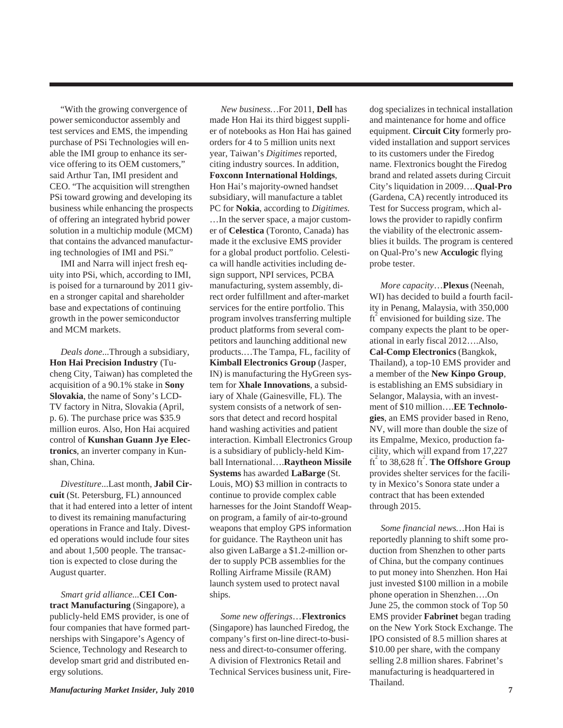"With the growing convergence of power semiconductor assembly and test services and EMS, the impending purchase of PSi Technologies will enable the IMI group to enhance its service offering to its OEM customers," said Arthur Tan, IMI president and CEO. "The acquisition will strengthen PSi toward growing and developing its business while enhancing the prospects of offering an integrated hybrid power solution in a multichip module (MCM) that contains the advanced manufacturing technologies of IMI and PSi."

IMI and Narra will inject fresh equity into PSi, which, according to IMI, is poised for a turnaround by 2011 given a stronger capital and shareholder base and expectations of continuing growth in the power semiconductor and MCM markets.

*Deals done*...Through a subsidiary, **Hon Hai Precision Industry** (Tucheng City, Taiwan) has completed the acquisition of a 90.1% stake in **Sony Slovakia**, the name of Sony's LCD-TV factory in Nitra, Slovakia (April, p. 6). The purchase price was $35.9 million euros. Also, Hon Hai acquired control of **Kunshan Guann Jye Electronics**, an inverter company in Kunshan, China.

*Divestiture*...Last month, **Jabil Circuit** (St. Petersburg, FL) announced that it had entered into a letter of intent to divest its remaining manufacturing operations in France and Italy. Divested operations would include four sites and about 1,500 people. The transaction is expected to close during the August quarter.

*Smart grid alliance*...**CEI Contract Manufacturing** (Singapore), a publicly-held EMS provider, is one of four companies that have formed partnerships with Singapore's Agency of Science, Technology and Research to develop smart grid and distributed energy solutions.

*New business*…For 2011, **Dell** has made Hon Hai its third biggest supplier of notebooks as Hon Hai has gained orders for 4 to 5 million units next year, Taiwan's *Digitimes* reported, citing industry sources. In addition, **Foxconn International Holdings**, Hon Hai's majority-owned handset subsidiary, will manufacture a tablet PC for **Nokia**, according to *Digitimes.* …In the server space, a major customer of **Celestica** (Toronto, Canada) has made it the exclusive EMS provider for a global product portfolio. Celestica will handle activities including design support, NPI services, PCBA manufacturing, system assembly, direct order fulfillment and after-market services for the entire portfolio. This program involves transferring multiple product platforms from several competitors and launching additional new products.…The Tampa, FL, facility of **Kimball Electronics Group** (Jasper, IN) is manufacturing the HyGreen system for **Xhale Innovations**, a subsidiary of Xhale (Gainesville, FL). The system consists of a network of sensors that detect and record hospital hand washing activities and patient interaction. Kimball Electronics Group is a subsidiary of publicly-held Kimball International….**Raytheon Missile Systems** has awarded **LaBarge** (St. Louis, MO) $3 million in contracts to continue to provide complex cable harnesses for the Joint Standoff Weapon program, a family of air-to-ground weapons that employ GPS information for guidance. The Raytheon unit has also given LaBarge a $1.2-million order to supply PCB assemblies for the Rolling Airframe Missile (RAM) launch system used to protect naval ships.

*Some new offerings*…**Flextronics** (Singapore) has launched Firedog, the company's first on-line direct-to-business and direct-to-consumer offering. A division of Flextronics Retail and Technical Services business unit, Firedog specializes in technical installation and maintenance for home and office equipment. **Circuit City** formerly provided installation and support services to its customers under the Firedog name. Flextronics bought the Firedog brand and related assets during Circuit City's liquidation in 2009….**Qual-Pro** (Gardena, CA) recently introduced its Test for Success program, which allows the provider to rapidly confirm the viability of the electronic assemblies it builds. The program is centered on Qual-Pro's new **Acculogic** flying probe tester.

*More capacity*…**Plexus** (Neenah, WI) has decided to build a fourth facility in Penang, Malaysia, with 350,000 $ft^2$ envisioned for building size. The company expects the plant to be operational in early fiscal 2012….Also, **Cal-Comp Electronics** (Bangkok, Thailand), a top-10 EMS provider and a member of the **New Kinpo Group**, is establishing an EMS subsidiary in Selangor, Malaysia, with an investment of $10 million….**EE Technologies**, an EMS provider based in Reno, NV, will more than double the size of its Empalme, Mexico, production facility, which will expand from 17,227 $ft^2$ to 38,628 $ft^2$. **The Offshore Group** provides shelter services for the facility in Mexico's Sonora state under a contract that has been extended through 2015.

*Some financial news*…Hon Hai is reportedly planning to shift some production from Shenzhen to other parts of China, but the company continues to put money into Shenzhen. Hon Hai just invested $100 million in a mobile phone operation in Shenzhen….On June 25, the common stock of Top 50 EMS provider **Fabrinet** began trading on the New York Stock Exchange. The IPO consisted of 8.5 million shares at $10.00 per share, with the company selling 2.8 million shares. Fabrinet's manufacturing is headquartered in Thailand.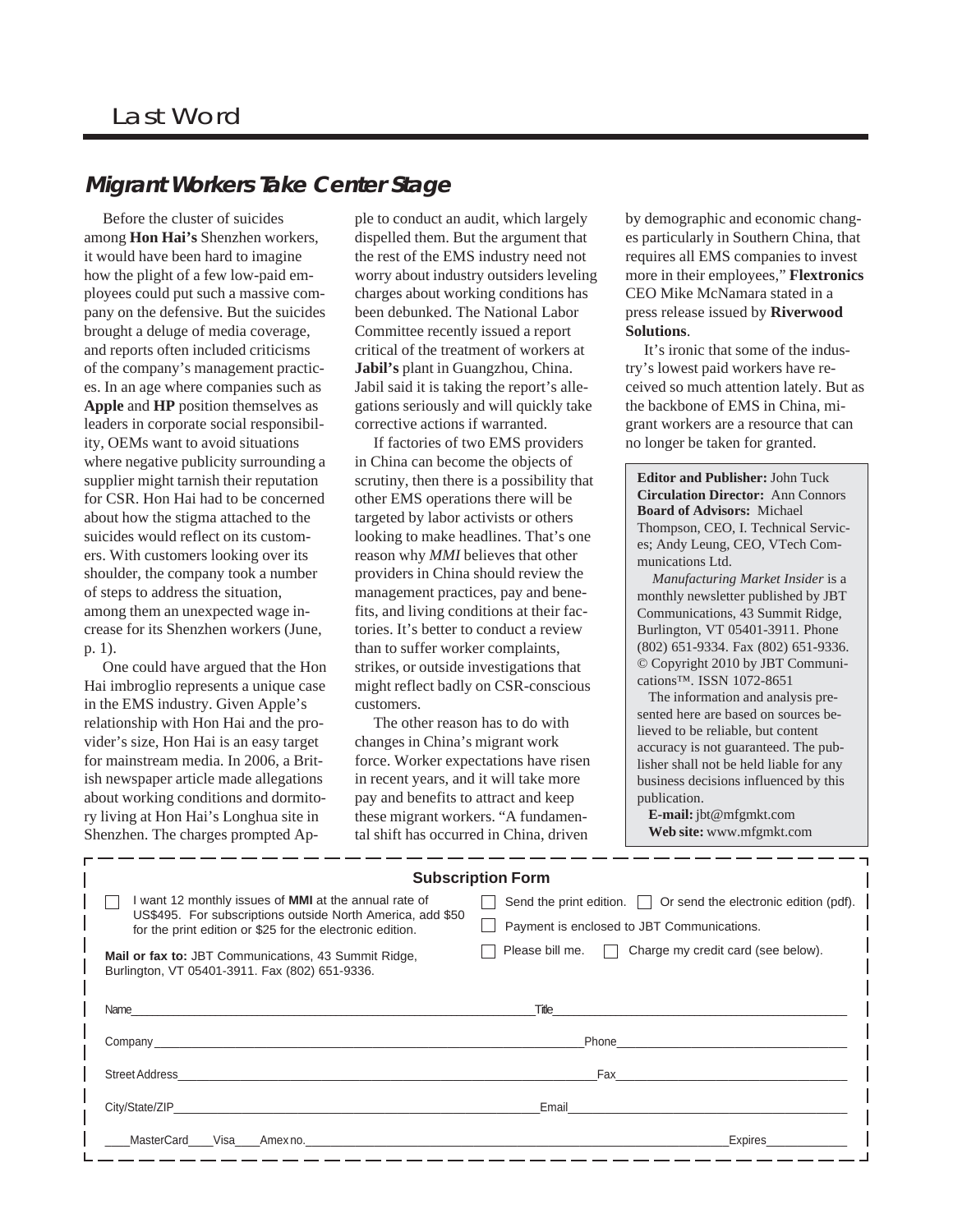# Last Word

## Migrant Workers Take Center Stage

Before the cluster of suicides among **Hon Hai's** Shenzhen workers, it would have been hard to imagine how the plight of a few low-paid employees could put such a massive company on the defensive. But the suicides brought a deluge of media coverage, and reports often included criticisms of the company's management practices. In an age where companies such as **Apple** and **HP** position themselves as leaders in corporate social responsibility, OEMs want to avoid situations where negative publicity surrounding a supplier might tarnish their reputation for CSR. Hon Hai had to be concerned about how the stigma attached to the suicides would reflect on its customers. With customers looking over its shoulder, the company took a number of steps to address the situation, among them an unexpected wage increase for its Shenzhen workers (June, p. 1).

One could have argued that the Hon Hai imbroglio represents a unique case in the EMS industry. Given Apple's relationship with Hon Hai and the provider's size, Hon Hai is an easy target for mainstream media. In 2006, a British newspaper article made allegations about working conditions and dormitory living at Hon Hai's Longhua site in Shenzhen. The charges prompted Apple to conduct an audit, which largely dispelled them. But the argument that the rest of the EMS industry need not worry about industry outsiders leveling charges about working conditions has been debunked. The National Labor Committee recently issued a report critical of the treatment of workers at **Jabil's** plant in Guangzhou, China. Jabil said it is taking the report's allegations seriously and will quickly take corrective actions if warranted.

If factories of two EMS providers in China can become the objects of scrutiny, then there is a possibility that other EMS operations there will be targeted by labor activists or others looking to make headlines. That's one reason why *MMI* believes that other providers in China should review the management practices, pay and benefits, and living conditions at their factories. It's better to conduct a review than to suffer worker complaints, strikes, or outside investigations that might reflect badly on CSR-conscious customers.

The other reason has to do with changes in China's migrant work force. Worker expectations have risen in recent years, and it will take more pay and benefits to attract and keep these migrant workers. "A fundamental shift has occurred in China, driven by demographic and economic changes particularly in Southern China, that requires all EMS companies to invest more in their employees," **Flextronics** CEO Mike McNamara stated in a press release issued by **Riverwood Solutions**.

It's ironic that some of the industry's lowest paid workers have received so much attention lately. But as the backbone of EMS in China, migrant workers are a resource that can no longer be taken for granted.

**Editor and Publisher:** John Tuck
**Circulation Director:** Ann Connors
**Board of Advisors:** Michael Thompson, CEO, I. Technical Services; Andy Leung, CEO, VTech Communications Ltd.

*Manufacturing Market Insider* is a monthly newsletter published by JBT Communications, 43 Summit Ridge, Burlington, VT 05401-3911. Phone (802) 651-9334. Fax (802) 651-9336. © Copyright 2010 by JBT Communications™. ISSN 1072-8651

The information and analysis presented here are based on sources believed to be reliable, but content accuracy is not guaranteed. The publisher shall not be held liable for any business decisions influenced by this publication.

**E-mail:** jbt@mfgmkt.com
**Web site:** www.mfgmkt.com

### Subscription Form

☐ I want 12 monthly issues of **MMI** at the annual rate of US$495. For subscriptions outside North America, add $50 for the print edition or $25 for the electronic edition.

**Mail or fax to:** JBT Communications, 43 Summit Ridge, Burlington, VT 05401-3911. Fax (802) 651-9336.

☐ Send the print edition. ☐ Or send the electronic edition (pdf).

☐ Payment is enclosed to JBT Communications.

☐ Please bill me. ☐ Charge my credit card (see below).

Name\_\_\_\_\_\_\_\_\_\_ Title\_\_\_\_\_\_\_\_\_\_

Company\_\_\_\_\_\_\_\_\_\_ Phone\_\_\_\_\_\_\_\_\_\_

Street Address\_\_\_\_\_\_\_\_\_\_ Fax\_\_\_\_\_\_\_\_\_\_

City/State/ZIP\_\_\_\_\_\_\_\_\_\_ Email\_\_\_\_\_\_\_\_\_\_

\_\_\_\_MasterCard\_\_\_\_Visa\_\_\_\_Amex no.\_\_\_\_\_\_\_\_\_\_ Expires\_\_\_\_\_\_\_\_\_\_